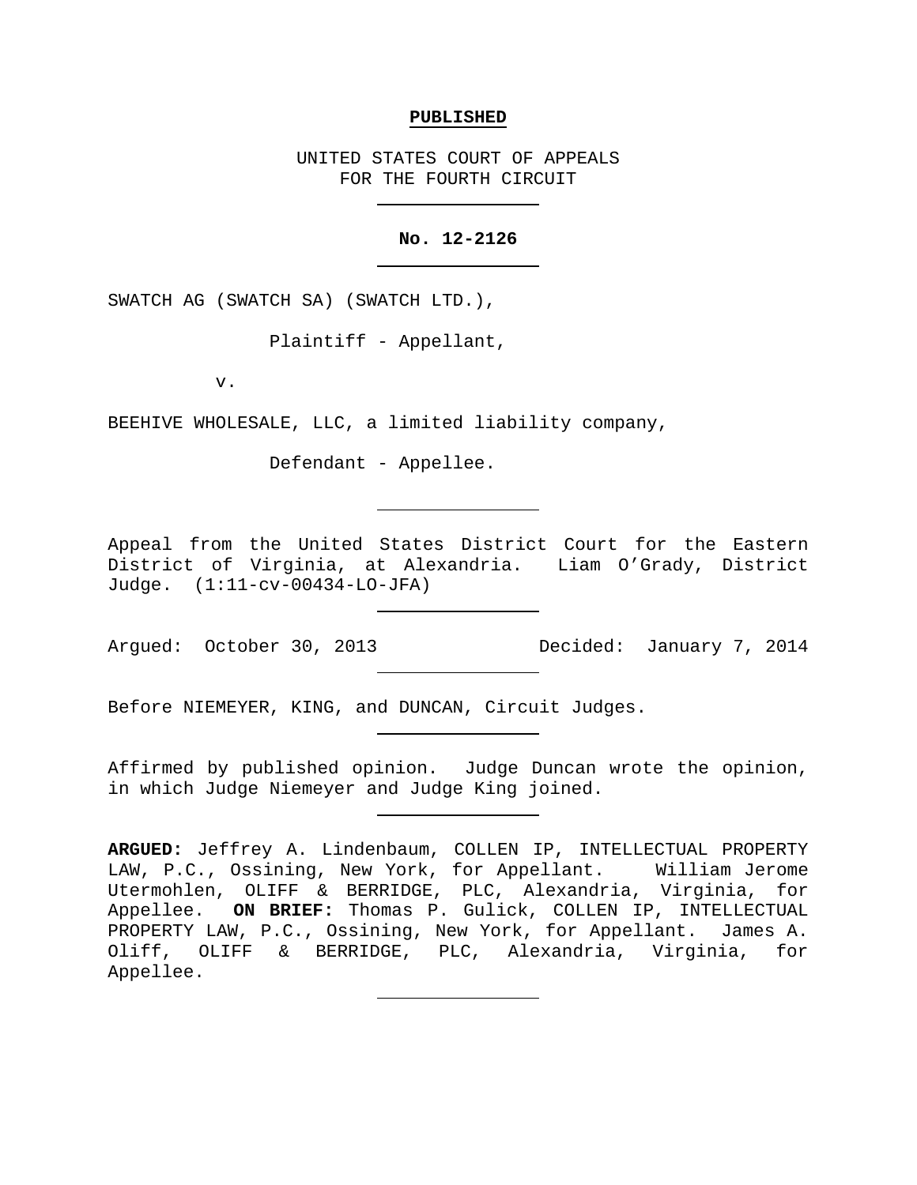**PUBLISHED**

UNITED STATES COURT OF APPEALS
FOR THE FOURTH CIRCUIT

---

**No. 12-2126**

---

SWATCH AG (SWATCH SA) (SWATCH LTD.),

Plaintiff - Appellant,

v.

BEEHIVE WHOLESALE, LLC, a limited liability company,

Defendant - Appellee.

---

Appeal from the United States District Court for the Eastern District of Virginia, at Alexandria. Liam O'Grady, District Judge. (1:11-cv-00434-LO-JFA)

---

Argued: October 30, 2013 Decided: January 7, 2014

---

Before NIEMEYER, KING, and DUNCAN, Circuit Judges.

---

Affirmed by published opinion. Judge Duncan wrote the opinion, in which Judge Niemeyer and Judge King joined.

---

**ARGUED:** Jeffrey A. Lindenbaum, COLLEN IP, INTELLECTUAL PROPERTY LAW, P.C., Ossining, New York, for Appellant. William Jerome Utermohlen, OLIFF & BERRIDGE, PLC, Alexandria, Virginia, for Appellee. **ON BRIEF:** Thomas P. Gulick, COLLEN IP, INTELLECTUAL PROPERTY LAW, P.C., Ossining, New York, for Appellant. James A. Oliff, OLIFF & BERRIDGE, PLC, Alexandria, Virginia, for Appellee.

---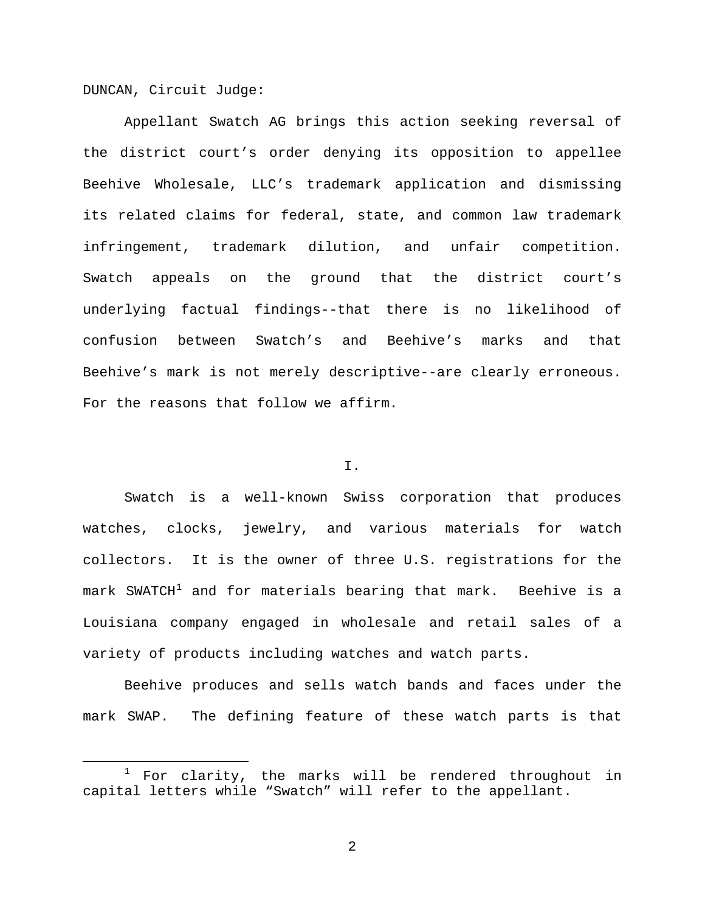DUNCAN, Circuit Judge:

Appellant Swatch AG brings this action seeking reversal of the district court's order denying its opposition to appellee Beehive Wholesale, LLC's trademark application and dismissing its related claims for federal, state, and common law trademark infringement, trademark dilution, and unfair competition. Swatch appeals on the ground that the district court's underlying factual findings--that there is no likelihood of confusion between Swatch's and Beehive's marks and that Beehive's mark is not merely descriptive--are clearly erroneous. For the reasons that follow we affirm.

## I.

Swatch is a well-known Swiss corporation that produces watches, clocks, jewelry, and various materials for watch collectors. It is the owner of three U.S. registrations for the mark SWATCH[1] and for materials bearing that mark. Beehive is a Louisiana company engaged in wholesale and retail sales of a variety of products including watches and watch parts.

Beehive produces and sells watch bands and faces under the mark SWAP. The defining feature of these watch parts is that

[1] For clarity, the marks will be rendered throughout in capital letters while "Swatch" will refer to the appellant.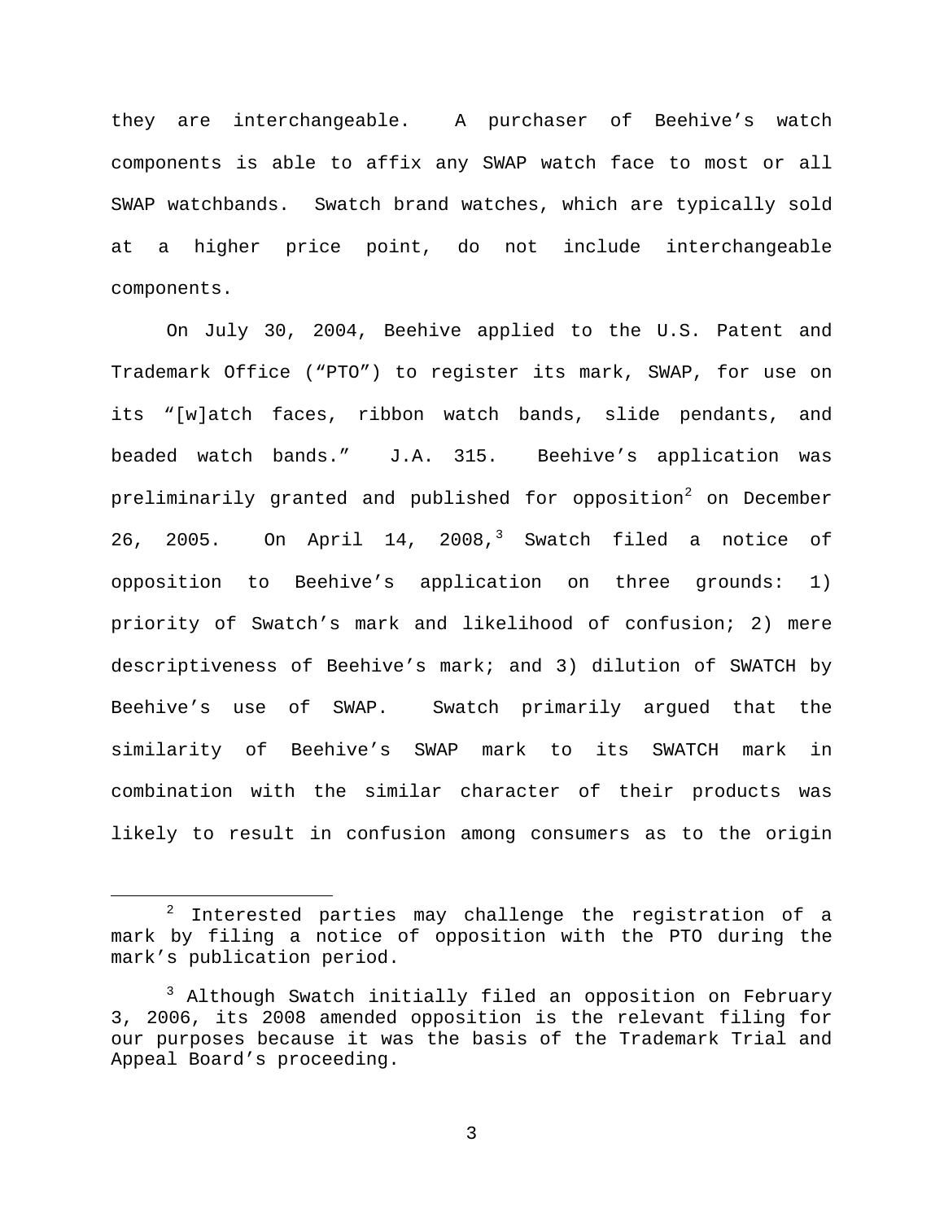they are interchangeable. A purchaser of Beehive's watch components is able to affix any SWAP watch face to most or all SWAP watchbands. Swatch brand watches, which are typically sold at a higher price point, do not include interchangeable components.

On July 30, 2004, Beehive applied to the U.S. Patent and Trademark Office ("PTO") to register its mark, SWAP, for use on its "[w]atch faces, ribbon watch bands, slide pendants, and beaded watch bands." J.A. 315. Beehive's application was preliminarily granted and published for opposition[2] on December 26, 2005. On April 14, 2008,[3] Swatch filed a notice of opposition to Beehive's application on three grounds: 1) priority of Swatch's mark and likelihood of confusion; 2) mere descriptiveness of Beehive's mark; and 3) dilution of SWATCH by Beehive's use of SWAP. Swatch primarily argued that the similarity of Beehive's SWAP mark to its SWATCH mark in combination with the similar character of their products was likely to result in confusion among consumers as to the origin

---

[2] Interested parties may challenge the registration of a mark by filing a notice of opposition with the PTO during the mark's publication period.

[3] Although Swatch initially filed an opposition on February 3, 2006, its 2008 amended opposition is the relevant filing for our purposes because it was the basis of the Trademark Trial and Appeal Board's proceeding.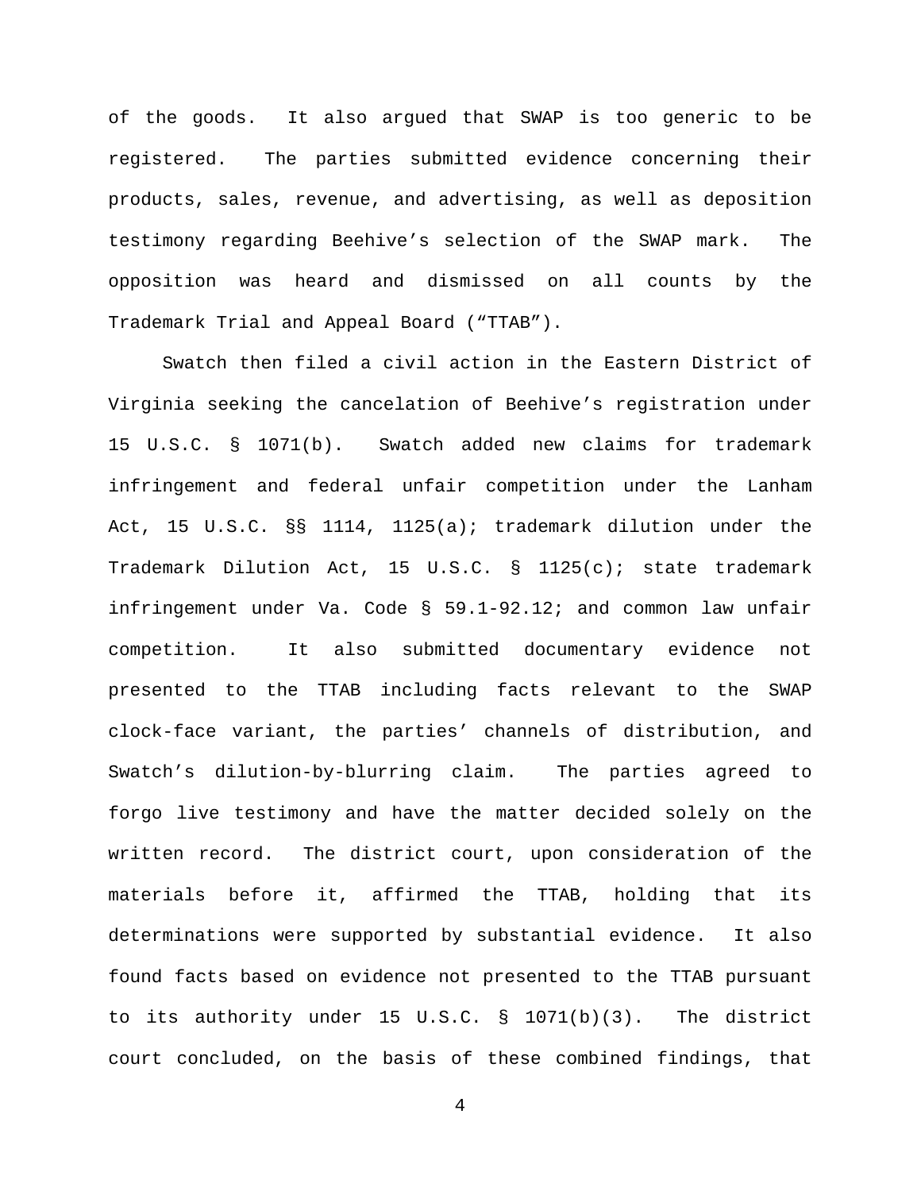of the goods. It also argued that SWAP is too generic to be registered. The parties submitted evidence concerning their products, sales, revenue, and advertising, as well as deposition testimony regarding Beehive's selection of the SWAP mark. The opposition was heard and dismissed on all counts by the Trademark Trial and Appeal Board ("TTAB").

Swatch then filed a civil action in the Eastern District of Virginia seeking the cancelation of Beehive's registration under 15 U.S.C. § 1071(b). Swatch added new claims for trademark infringement and federal unfair competition under the Lanham Act, 15 U.S.C. §§ 1114, 1125(a); trademark dilution under the Trademark Dilution Act, 15 U.S.C. § 1125(c); state trademark infringement under Va. Code § 59.1-92.12; and common law unfair competition. It also submitted documentary evidence not presented to the TTAB including facts relevant to the SWAP clock-face variant, the parties' channels of distribution, and Swatch's dilution-by-blurring claim. The parties agreed to forgo live testimony and have the matter decided solely on the written record. The district court, upon consideration of the materials before it, affirmed the TTAB, holding that its determinations were supported by substantial evidence. It also found facts based on evidence not presented to the TTAB pursuant to its authority under 15 U.S.C. § 1071(b)(3). The district court concluded, on the basis of these combined findings, that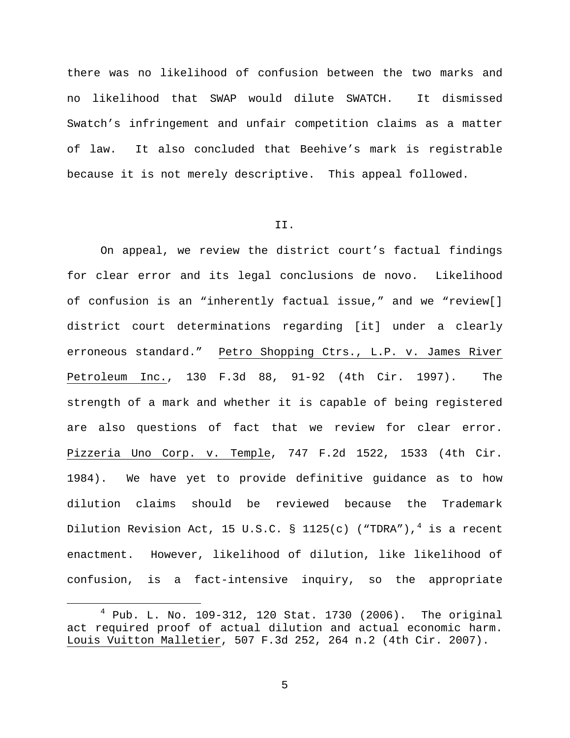there was no likelihood of confusion between the two marks and no likelihood that SWAP would dilute SWATCH. It dismissed Swatch's infringement and unfair competition claims as a matter of law. It also concluded that Beehive's mark is registrable because it is not merely descriptive. This appeal followed.

## II.

On appeal, we review the district court's factual findings for clear error and its legal conclusions de novo. Likelihood of confusion is an "inherently factual issue," and we "review[] district court determinations regarding [it] under a clearly erroneous standard." Petro Shopping Ctrs., L.P. v. James River Petroleum Inc., 130 F.3d 88, 91-92 (4th Cir. 1997). The strength of a mark and whether it is capable of being registered are also questions of fact that we review for clear error. Pizzeria Uno Corp. v. Temple, 747 F.2d 1522, 1533 (4th Cir. 1984). We have yet to provide definitive guidance as to how dilution claims should be reviewed because the Trademark Dilution Revision Act, 15 U.S.C. § 1125(c) ("TDRA"),[4] is a recent enactment. However, likelihood of dilution, like likelihood of confusion, is a fact-intensive inquiry, so the appropriate

[4] Pub. L. No. 109-312, 120 Stat. 1730 (2006). The original act required proof of actual dilution and actual economic harm. Louis Vuitton Malletier, 507 F.3d 252, 264 n.2 (4th Cir. 2007).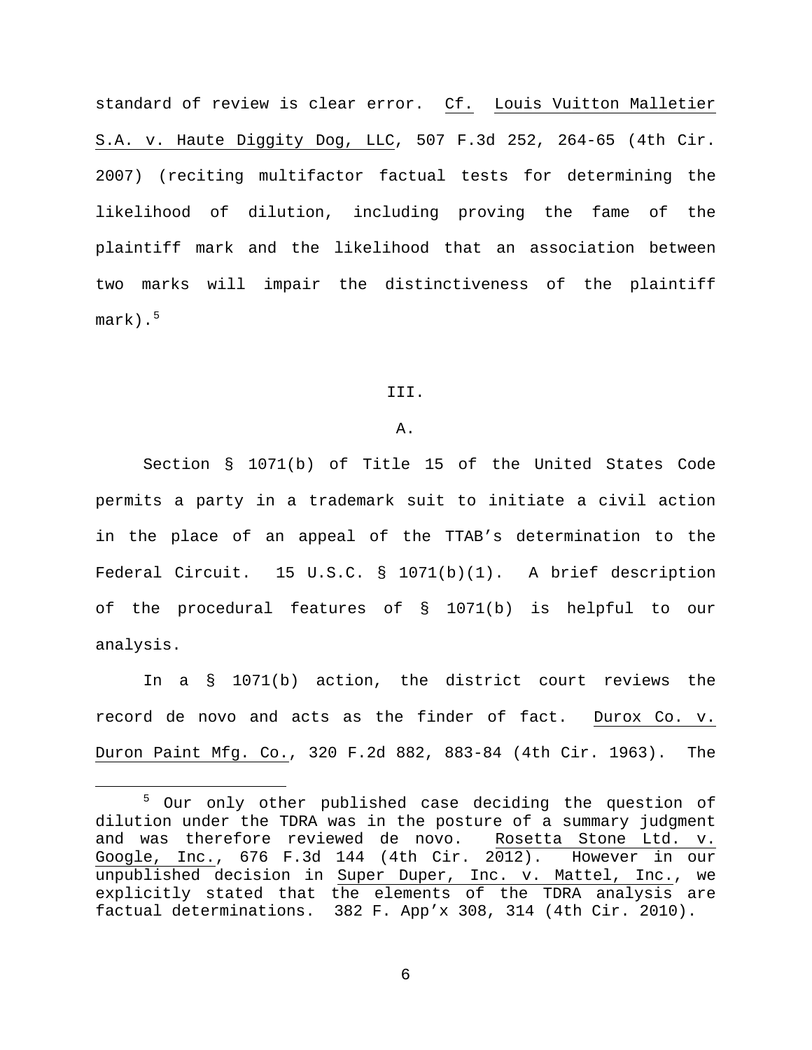standard of review is clear error. Cf. Louis Vuitton Malletier S.A. v. Haute Diggity Dog, LLC, 507 F.3d 252, 264-65 (4th Cir. 2007) (reciting multifactor factual tests for determining the likelihood of dilution, including proving the fame of the plaintiff mark and the likelihood that an association between two marks will impair the distinctiveness of the plaintiff mark).[5]

III.

A.

Section § 1071(b) of Title 15 of the United States Code permits a party in a trademark suit to initiate a civil action in the place of an appeal of the TTAB's determination to the Federal Circuit. 15 U.S.C. § 1071(b)(1). A brief description of the procedural features of § 1071(b) is helpful to our analysis.

In a § 1071(b) action, the district court reviews the record de novo and acts as the finder of fact. Durox Co. v. Duron Paint Mfg. Co., 320 F.2d 882, 883-84 (4th Cir. 1963). The

[5] Our only other published case deciding the question of dilution under the TDRA was in the posture of a summary judgment and was therefore reviewed de novo. Rosetta Stone Ltd. v. Google, Inc., 676 F.3d 144 (4th Cir. 2012). However in our unpublished decision in Super Duper, Inc. v. Mattel, Inc., we explicitly stated that the elements of the TDRA analysis are factual determinations. 382 F. App'x 308, 314 (4th Cir. 2010).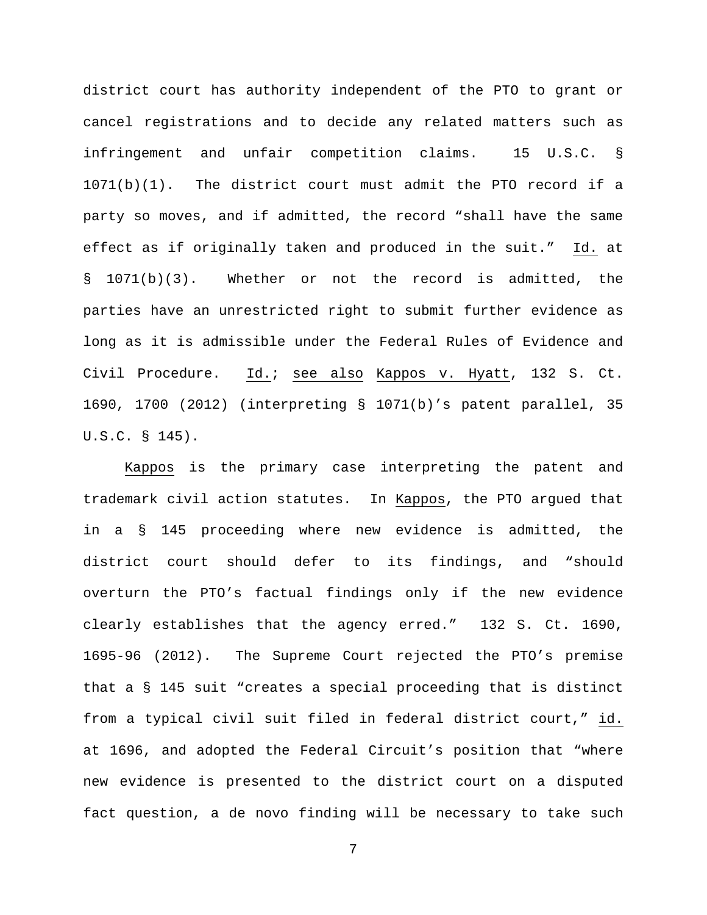district court has authority independent of the PTO to grant or cancel registrations and to decide any related matters such as infringement and unfair competition claims. 15 U.S.C. § 1071(b)(1). The district court must admit the PTO record if a party so moves, and if admitted, the record "shall have the same effect as if originally taken and produced in the suit." Id. at § 1071(b)(3). Whether or not the record is admitted, the parties have an unrestricted right to submit further evidence as long as it is admissible under the Federal Rules of Evidence and Civil Procedure. Id.; see also Kappos v. Hyatt, 132 S. Ct. 1690, 1700 (2012) (interpreting § 1071(b)'s patent parallel, 35 U.S.C. § 145).

Kappos is the primary case interpreting the patent and trademark civil action statutes. In Kappos, the PTO argued that in a § 145 proceeding where new evidence is admitted, the district court should defer to its findings, and "should overturn the PTO's factual findings only if the new evidence clearly establishes that the agency erred." 132 S. Ct. 1690, 1695-96 (2012). The Supreme Court rejected the PTO's premise that a § 145 suit "creates a special proceeding that is distinct from a typical civil suit filed in federal district court," id. at 1696, and adopted the Federal Circuit's position that "where new evidence is presented to the district court on a disputed fact question, a de novo finding will be necessary to take such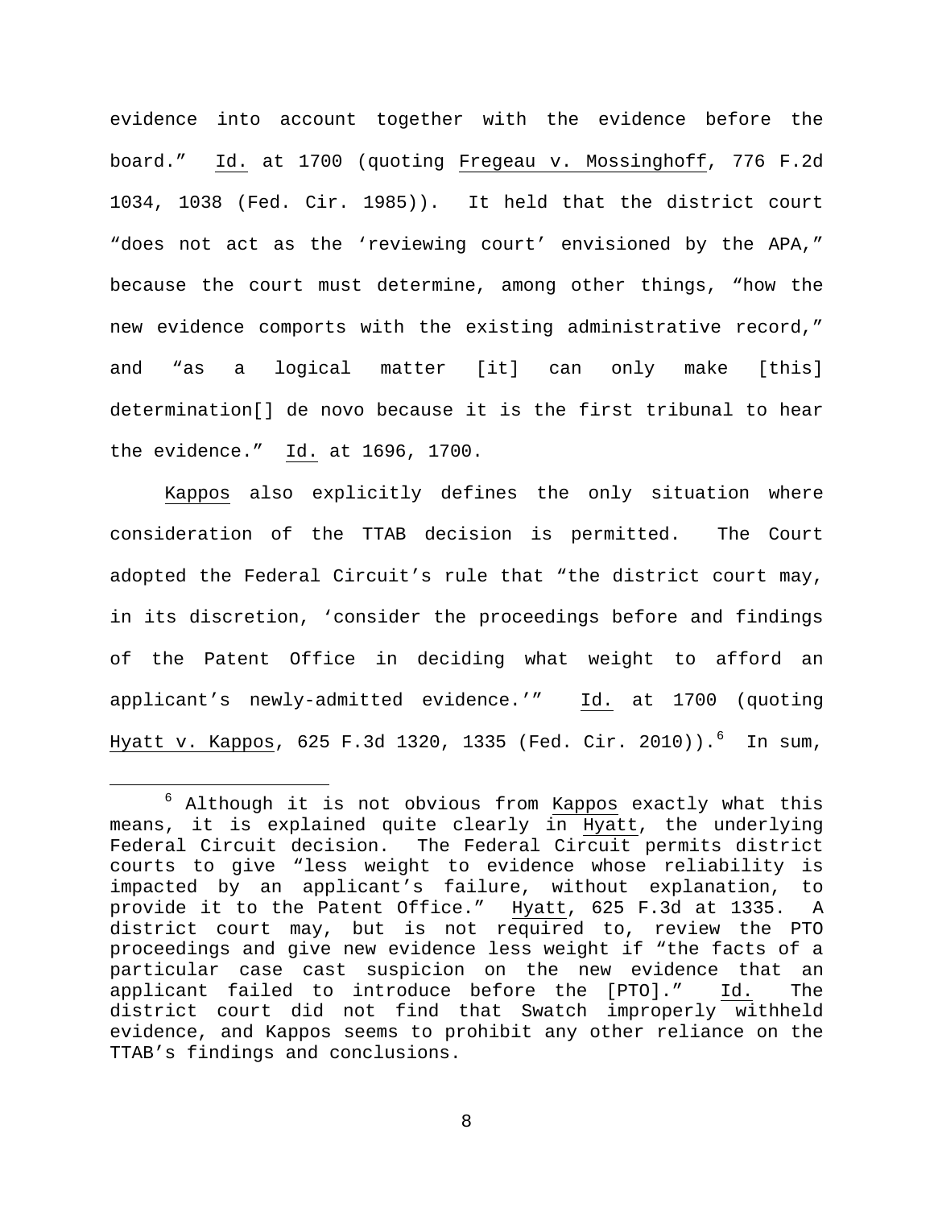evidence into account together with the evidence before the board." Id. at 1700 (quoting Fregeau v. Mossinghoff, 776 F.2d 1034, 1038 (Fed. Cir. 1985)). It held that the district court "does not act as the 'reviewing court' envisioned by the APA," because the court must determine, among other things, "how the new evidence comports with the existing administrative record," and "as a logical matter [it] can only make [this] determination[] de novo because it is the first tribunal to hear the evidence." Id. at 1696, 1700.

Kappos also explicitly defines the only situation where consideration of the TTAB decision is permitted. The Court adopted the Federal Circuit's rule that "the district court may, in its discretion, 'consider the proceedings before and findings of the Patent Office in deciding what weight to afford an applicant's newly-admitted evidence.'" Id. at 1700 (quoting Hyatt v. Kappos, 625 F.3d 1320, 1335 (Fed. Cir. 2010)).[6] In sum,

[6] Although it is not obvious from Kappos exactly what this means, it is explained quite clearly in Hyatt, the underlying Federal Circuit decision. The Federal Circuit permits district courts to give "less weight to evidence whose reliability is impacted by an applicant's failure, without explanation, to provide it to the Patent Office." Hyatt, 625 F.3d at 1335. A district court may, but is not required to, review the PTO proceedings and give new evidence less weight if "the facts of a particular case cast suspicion on the new evidence that an applicant failed to introduce before the [PTO]." Id. The district court did not find that Swatch improperly withheld evidence, and Kappos seems to prohibit any other reliance on the TTAB's findings and conclusions.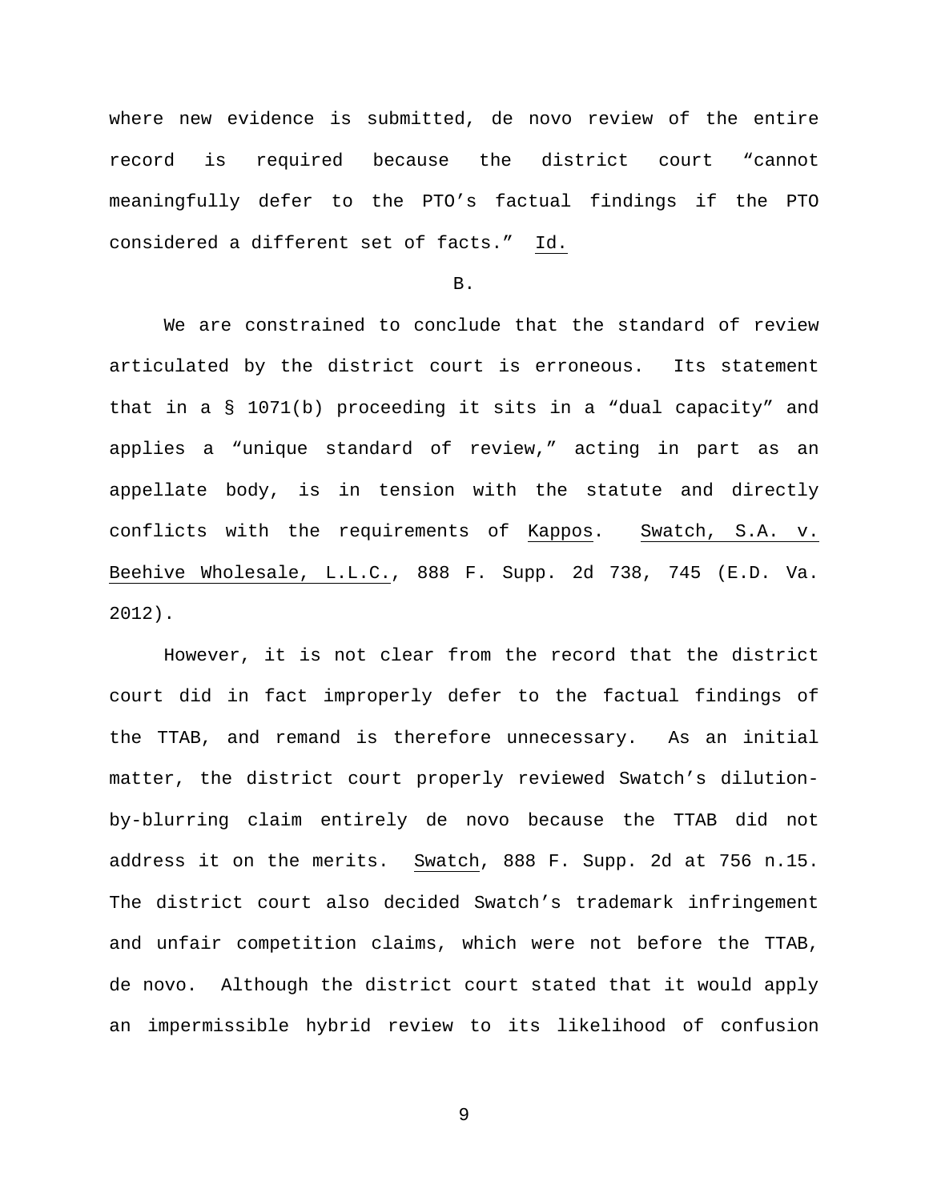where new evidence is submitted, de novo review of the entire record is required because the district court "cannot meaningfully defer to the PTO's factual findings if the PTO considered a different set of facts." Id.

B.

We are constrained to conclude that the standard of review articulated by the district court is erroneous. Its statement that in a § 1071(b) proceeding it sits in a "dual capacity" and applies a "unique standard of review," acting in part as an appellate body, is in tension with the statute and directly conflicts with the requirements of Kappos. Swatch, S.A. v. Beehive Wholesale, L.L.C., 888 F. Supp. 2d 738, 745 (E.D. Va. 2012).

However, it is not clear from the record that the district court did in fact improperly defer to the factual findings of the TTAB, and remand is therefore unnecessary. As an initial matter, the district court properly reviewed Swatch's dilution-by-blurring claim entirely de novo because the TTAB did not address it on the merits. Swatch, 888 F. Supp. 2d at 756 n.15. The district court also decided Swatch's trademark infringement and unfair competition claims, which were not before the TTAB, de novo. Although the district court stated that it would apply an impermissible hybrid review to its likelihood of confusion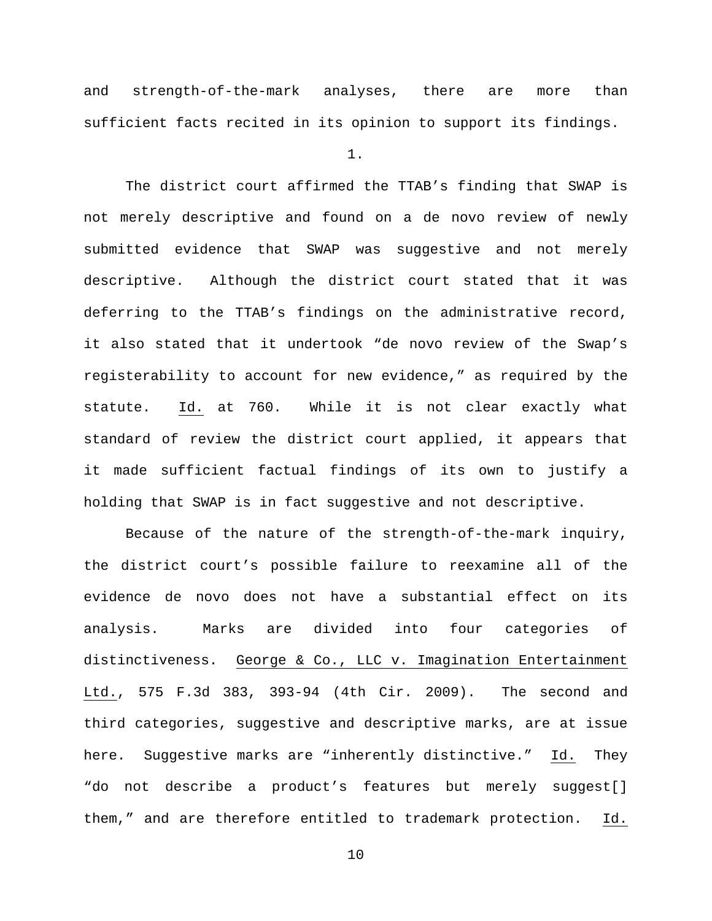and strength-of-the-mark analyses, there are more than sufficient facts recited in its opinion to support its findings.

1.

The district court affirmed the TTAB's finding that SWAP is not merely descriptive and found on a de novo review of newly submitted evidence that SWAP was suggestive and not merely descriptive. Although the district court stated that it was deferring to the TTAB's findings on the administrative record, it also stated that it undertook "de novo review of the Swap's registerability to account for new evidence," as required by the statute. Id. at 760. While it is not clear exactly what standard of review the district court applied, it appears that it made sufficient factual findings of its own to justify a holding that SWAP is in fact suggestive and not descriptive.

Because of the nature of the strength-of-the-mark inquiry, the district court's possible failure to reexamine all of the evidence de novo does not have a substantial effect on its analysis. Marks are divided into four categories of distinctiveness. George & Co., LLC v. Imagination Entertainment Ltd., 575 F.3d 383, 393-94 (4th Cir. 2009). The second and third categories, suggestive and descriptive marks, are at issue here. Suggestive marks are "inherently distinctive." Id. They "do not describe a product's features but merely suggest[] them," and are therefore entitled to trademark protection. Id.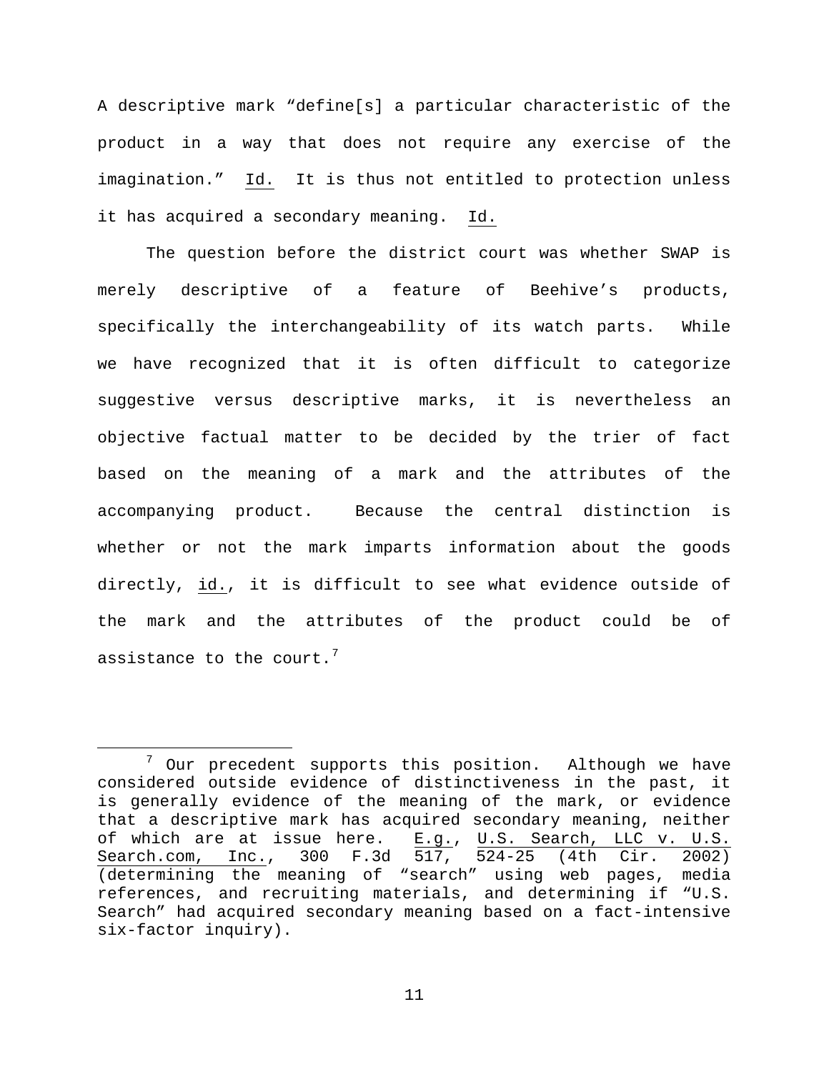A descriptive mark "define[s] a particular characteristic of the product in a way that does not require any exercise of the imagination." Id. It is thus not entitled to protection unless it has acquired a secondary meaning. Id.

The question before the district court was whether SWAP is merely descriptive of a feature of Beehive's products, specifically the interchangeability of its watch parts. While we have recognized that it is often difficult to categorize suggestive versus descriptive marks, it is nevertheless an objective factual matter to be decided by the trier of fact based on the meaning of a mark and the attributes of the accompanying product. Because the central distinction is whether or not the mark imparts information about the goods directly, id., it is difficult to see what evidence outside of the mark and the attributes of the product could be of assistance to the court.[7]

---

[7] Our precedent supports this position. Although we have considered outside evidence of distinctiveness in the past, it is generally evidence of the meaning of the mark, or evidence that a descriptive mark has acquired secondary meaning, neither of which are at issue here. E.g., U.S. Search, LLC v. U.S. Search.com, Inc., 300 F.3d 517, 524-25 (4th Cir. 2002) (determining the meaning of "search" using web pages, media references, and recruiting materials, and determining if "U.S. Search" had acquired secondary meaning based on a fact-intensive six-factor inquiry).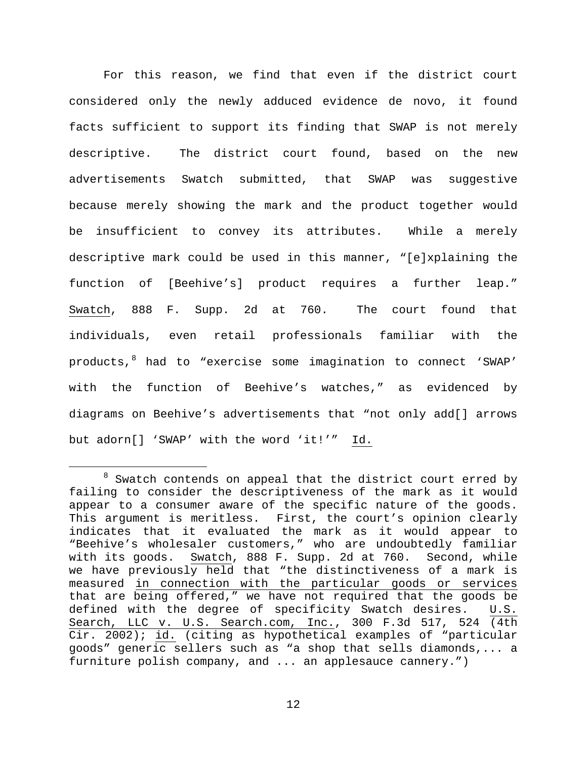For this reason, we find that even if the district court considered only the newly adduced evidence de novo, it found facts sufficient to support its finding that SWAP is not merely descriptive. The district court found, based on the new advertisements Swatch submitted, that SWAP was suggestive because merely showing the mark and the product together would be insufficient to convey its attributes. While a merely descriptive mark could be used in this manner, "[e]xplaining the function of [Beehive's] product requires a further leap." Swatch, 888 F. Supp. 2d at 760. The court found that individuals, even retail professionals familiar with the products,[8] had to "exercise some imagination to connect 'SWAP' with the function of Beehive's watches," as evidenced by diagrams on Beehive's advertisements that "not only add[] arrows but adorn[] 'SWAP' with the word 'it!'" Id.

[8] Swatch contends on appeal that the district court erred by failing to consider the descriptiveness of the mark as it would appear to a consumer aware of the specific nature of the goods. This argument is meritless. First, the court's opinion clearly indicates that it evaluated the mark as it would appear to "Beehive's wholesaler customers," who are undoubtedly familiar with its goods. Swatch, 888 F. Supp. 2d at 760. Second, while we have previously held that "the distinctiveness of a mark is measured in connection with the particular goods or services that are being offered," we have not required that the goods be defined with the degree of specificity Swatch desires. U.S. Search, LLC v. U.S. Search.com, Inc., 300 F.3d 517, 524 (4th Cir. 2002); id. (citing as hypothetical examples of "particular goods" generic sellers such as "a shop that sells diamonds,... a furniture polish company, and ... an applesauce cannery.")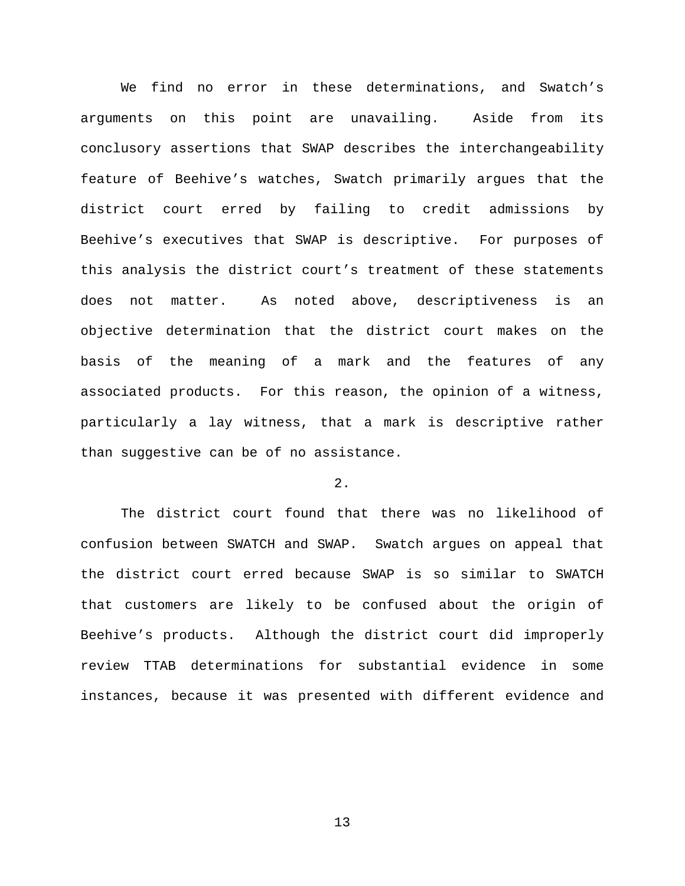We find no error in these determinations, and Swatch's arguments on this point are unavailing. Aside from its conclusory assertions that SWAP describes the interchangeability feature of Beehive's watches, Swatch primarily argues that the district court erred by failing to credit admissions by Beehive's executives that SWAP is descriptive. For purposes of this analysis the district court's treatment of these statements does not matter. As noted above, descriptiveness is an objective determination that the district court makes on the basis of the meaning of a mark and the features of any associated products. For this reason, the opinion of a witness, particularly a lay witness, that a mark is descriptive rather than suggestive can be of no assistance.

2.

The district court found that there was no likelihood of confusion between SWATCH and SWAP. Swatch argues on appeal that the district court erred because SWAP is so similar to SWATCH that customers are likely to be confused about the origin of Beehive's products. Although the district court did improperly review TTAB determinations for substantial evidence in some instances, because it was presented with different evidence and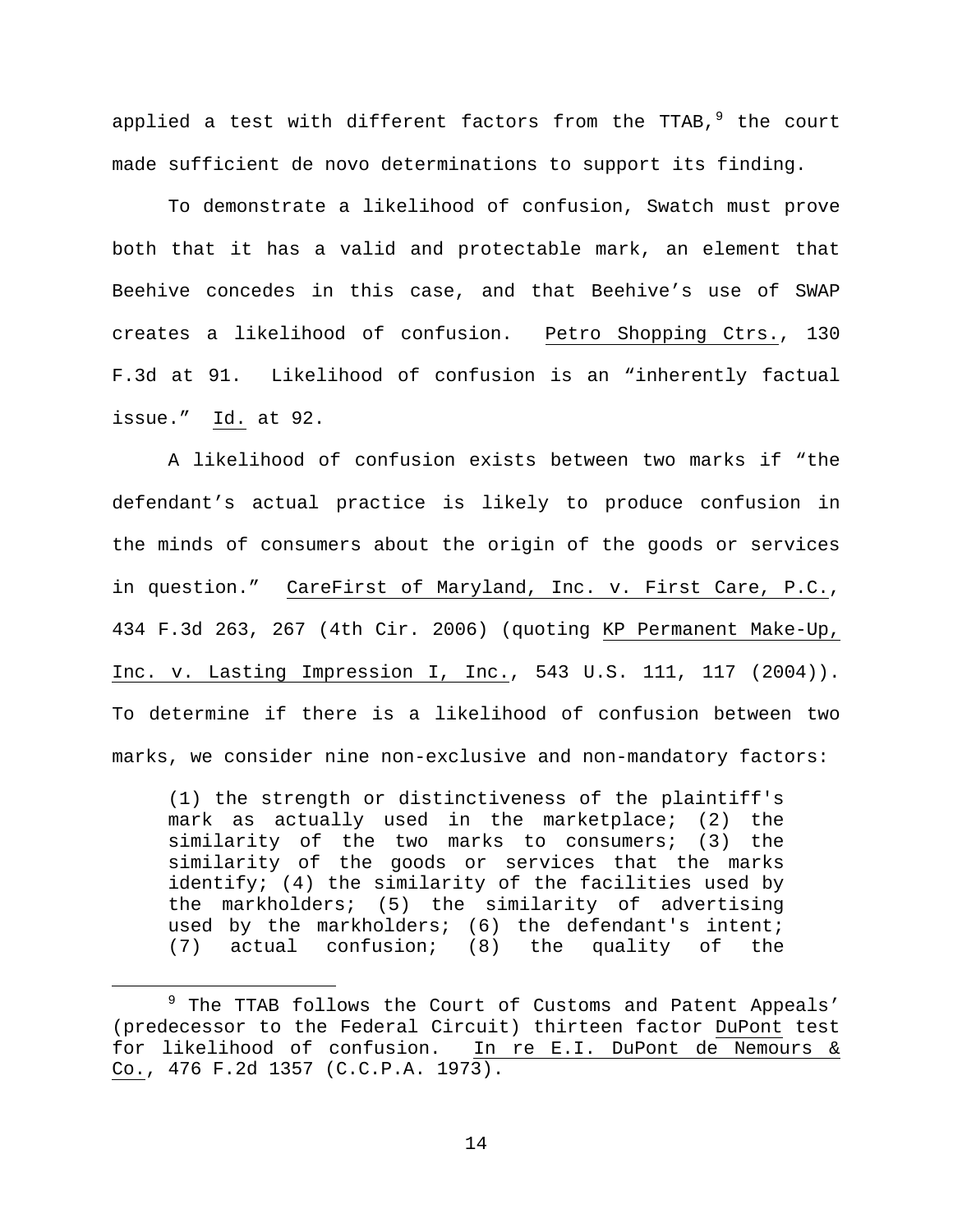applied a test with different factors from the TTAB,[9] the court made sufficient de novo determinations to support its finding.

To demonstrate a likelihood of confusion, Swatch must prove both that it has a valid and protectable mark, an element that Beehive concedes in this case, and that Beehive's use of SWAP creates a likelihood of confusion. Petro Shopping Ctrs., 130 F.3d at 91. Likelihood of confusion is an "inherently factual issue." Id. at 92.

A likelihood of confusion exists between two marks if "the defendant's actual practice is likely to produce confusion in the minds of consumers about the origin of the goods or services in question." CareFirst of Maryland, Inc. v. First Care, P.C., 434 F.3d 263, 267 (4th Cir. 2006) (quoting KP Permanent Make-Up, Inc. v. Lasting Impression I, Inc., 543 U.S. 111, 117 (2004)). To determine if there is a likelihood of confusion between two marks, we consider nine non-exclusive and non-mandatory factors:

> (1) the strength or distinctiveness of the plaintiff's mark as actually used in the marketplace; (2) the similarity of the two marks to consumers; (3) the similarity of the goods or services that the marks identify; (4) the similarity of the facilities used by the markholders; (5) the similarity of advertising used by the markholders; (6) the defendant's intent; (7) actual confusion; (8) the quality of the

---

[9] The TTAB follows the Court of Customs and Patent Appeals' (predecessor to the Federal Circuit) thirteen factor DuPont test for likelihood of confusion. In re E.I. DuPont de Nemours & Co., 476 F.2d 1357 (C.C.P.A. 1973).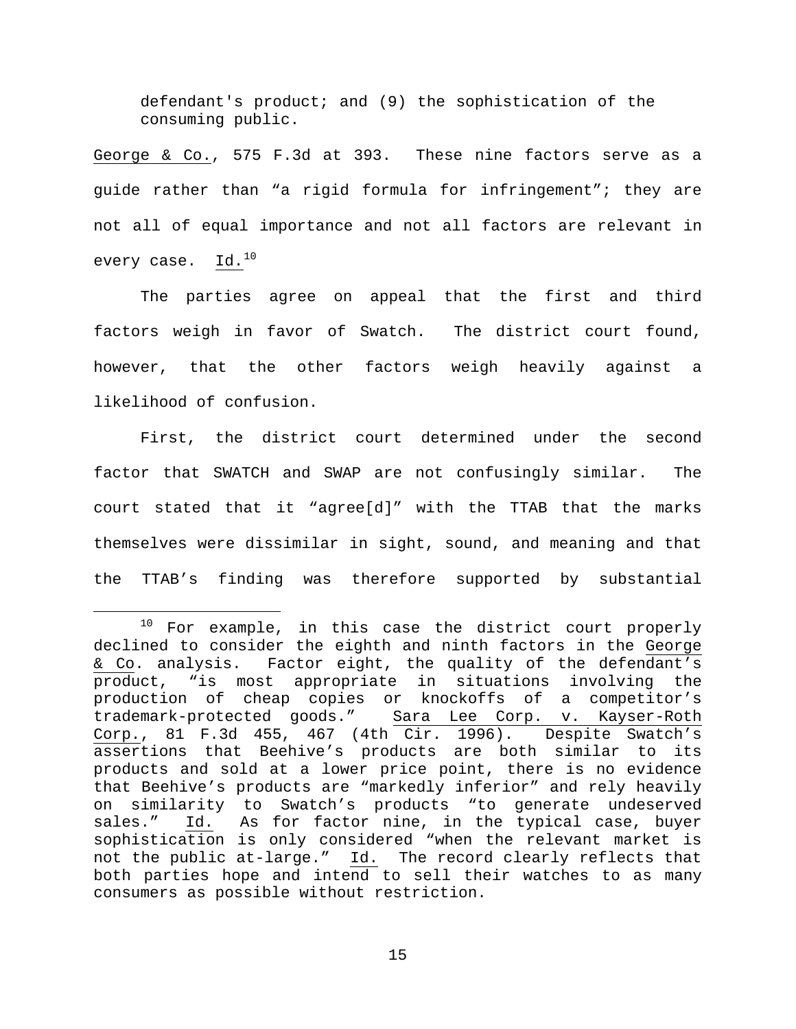> defendant's product; and (9) the sophistication of the consuming public.

George & Co., 575 F.3d at 393. These nine factors serve as a guide rather than "a rigid formula for infringement"; they are not all of equal importance and not all factors are relevant in every case. Id.[10]

The parties agree on appeal that the first and third factors weigh in favor of Swatch. The district court found, however, that the other factors weigh heavily against a likelihood of confusion.

First, the district court determined under the second factor that SWATCH and SWAP are not confusingly similar. The court stated that it "agree[d]" with the TTAB that the marks themselves were dissimilar in sight, sound, and meaning and that the TTAB's finding was therefore supported by substantial

---

[10] For example, in this case the district court properly declined to consider the eighth and ninth factors in the George & Co. analysis. Factor eight, the quality of the defendant's product, "is most appropriate in situations involving the production of cheap copies or knockoffs of a competitor's trademark-protected goods." Sara Lee Corp. v. Kayser-Roth Corp., 81 F.3d 455, 467 (4th Cir. 1996). Despite Swatch's assertions that Beehive's products are both similar to its products and sold at a lower price point, there is no evidence that Beehive's products are "markedly inferior" and rely heavily on similarity to Swatch's products "to generate undeserved sales." Id. As for factor nine, in the typical case, buyer sophistication is only considered "when the relevant market is not the public at-large." Id. The record clearly reflects that both parties hope and intend to sell their watches to as many consumers as possible without restriction.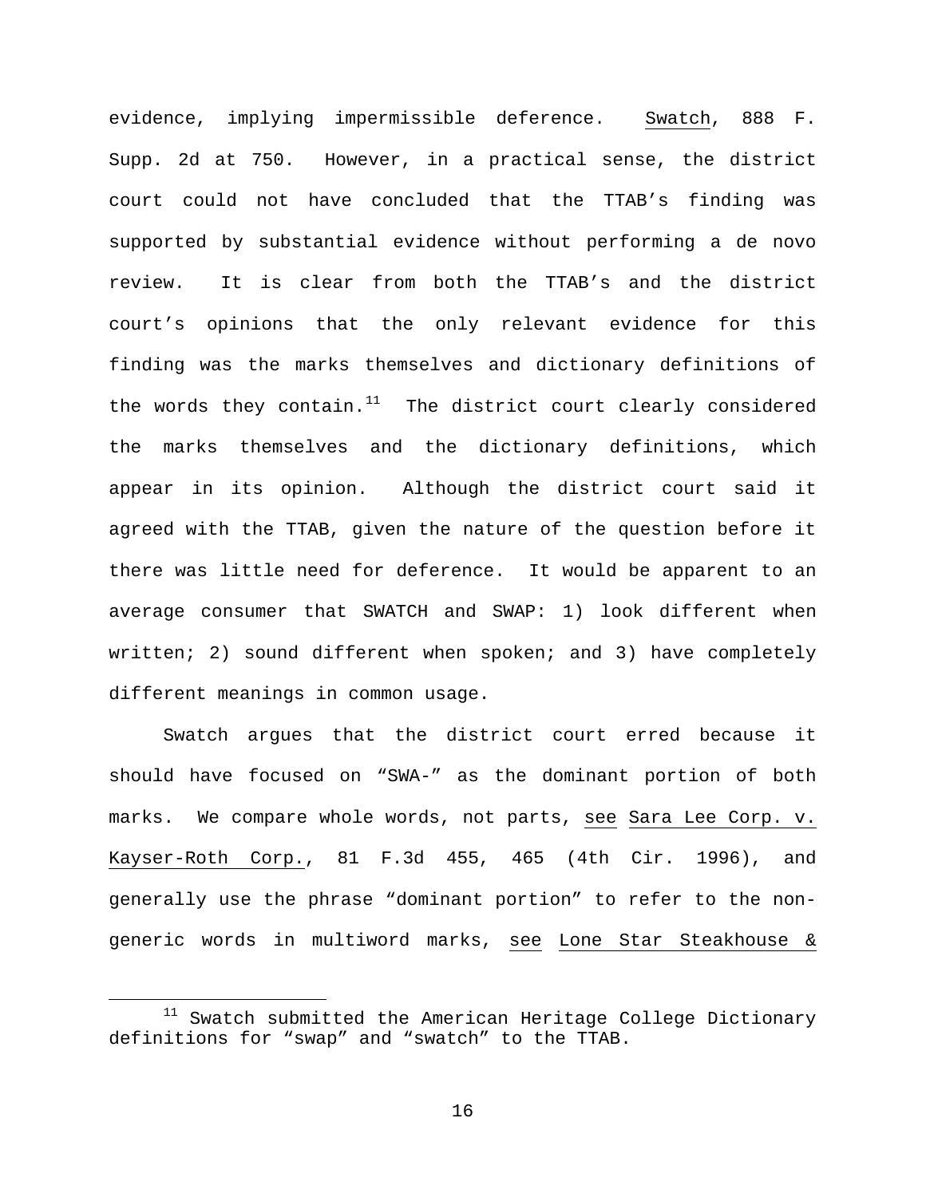evidence, implying impermissible deference. Swatch, 888 F. Supp. 2d at 750. However, in a practical sense, the district court could not have concluded that the TTAB's finding was supported by substantial evidence without performing a de novo review. It is clear from both the TTAB's and the district court's opinions that the only relevant evidence for this finding was the marks themselves and dictionary definitions of the words they contain.[11] The district court clearly considered the marks themselves and the dictionary definitions, which appear in its opinion. Although the district court said it agreed with the TTAB, given the nature of the question before it there was little need for deference. It would be apparent to an average consumer that SWATCH and SWAP: 1) look different when written; 2) sound different when spoken; and 3) have completely different meanings in common usage.

Swatch argues that the district court erred because it should have focused on "SWA-" as the dominant portion of both marks. We compare whole words, not parts, see Sara Lee Corp. v. Kayser-Roth Corp., 81 F.3d 455, 465 (4th Cir. 1996), and generally use the phrase "dominant portion" to refer to the non-generic words in multiword marks, see Lone Star Steakhouse &

[11] Swatch submitted the American Heritage College Dictionary definitions for "swap" and "swatch" to the TTAB.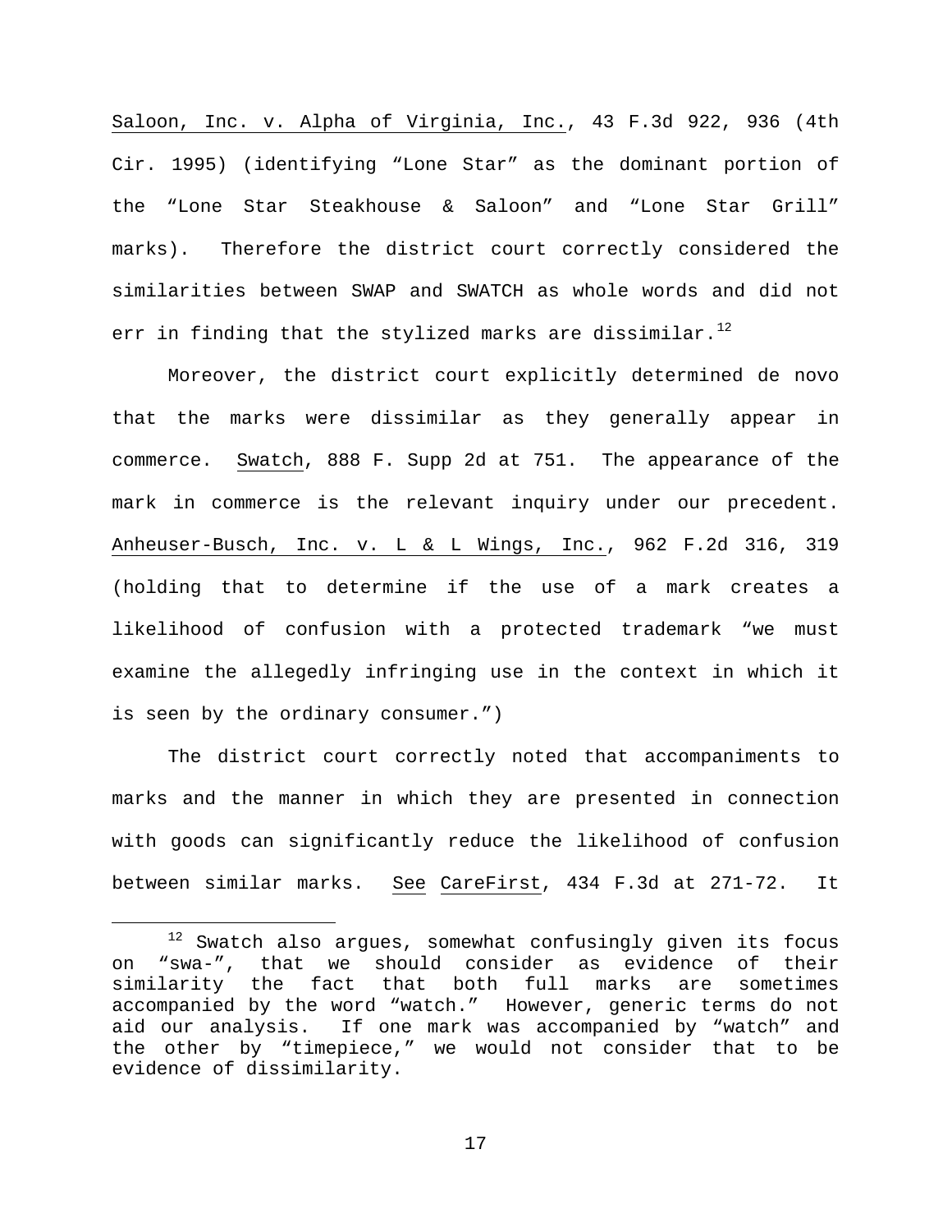Saloon, Inc. v. Alpha of Virginia, Inc., 43 F.3d 922, 936 (4th Cir. 1995) (identifying "Lone Star" as the dominant portion of the "Lone Star Steakhouse & Saloon" and "Lone Star Grill" marks). Therefore the district court correctly considered the similarities between SWAP and SWATCH as whole words and did not err in finding that the stylized marks are dissimilar.[12]

Moreover, the district court explicitly determined de novo that the marks were dissimilar as they generally appear in commerce. Swatch, 888 F. Supp 2d at 751. The appearance of the mark in commerce is the relevant inquiry under our precedent. Anheuser-Busch, Inc. v. L & L Wings, Inc., 962 F.2d 316, 319 (holding that to determine if the use of a mark creates a likelihood of confusion with a protected trademark "we must examine the allegedly infringing use in the context in which it is seen by the ordinary consumer.")

The district court correctly noted that accompaniments to marks and the manner in which they are presented in connection with goods can significantly reduce the likelihood of confusion between similar marks. See CareFirst, 434 F.3d at 271-72. It

---

[12] Swatch also argues, somewhat confusingly given its focus on "swa-", that we should consider as evidence of their similarity the fact that both full marks are sometimes accompanied by the word "watch." However, generic terms do not aid our analysis. If one mark was accompanied by "watch" and the other by "timepiece," we would not consider that to be evidence of dissimilarity.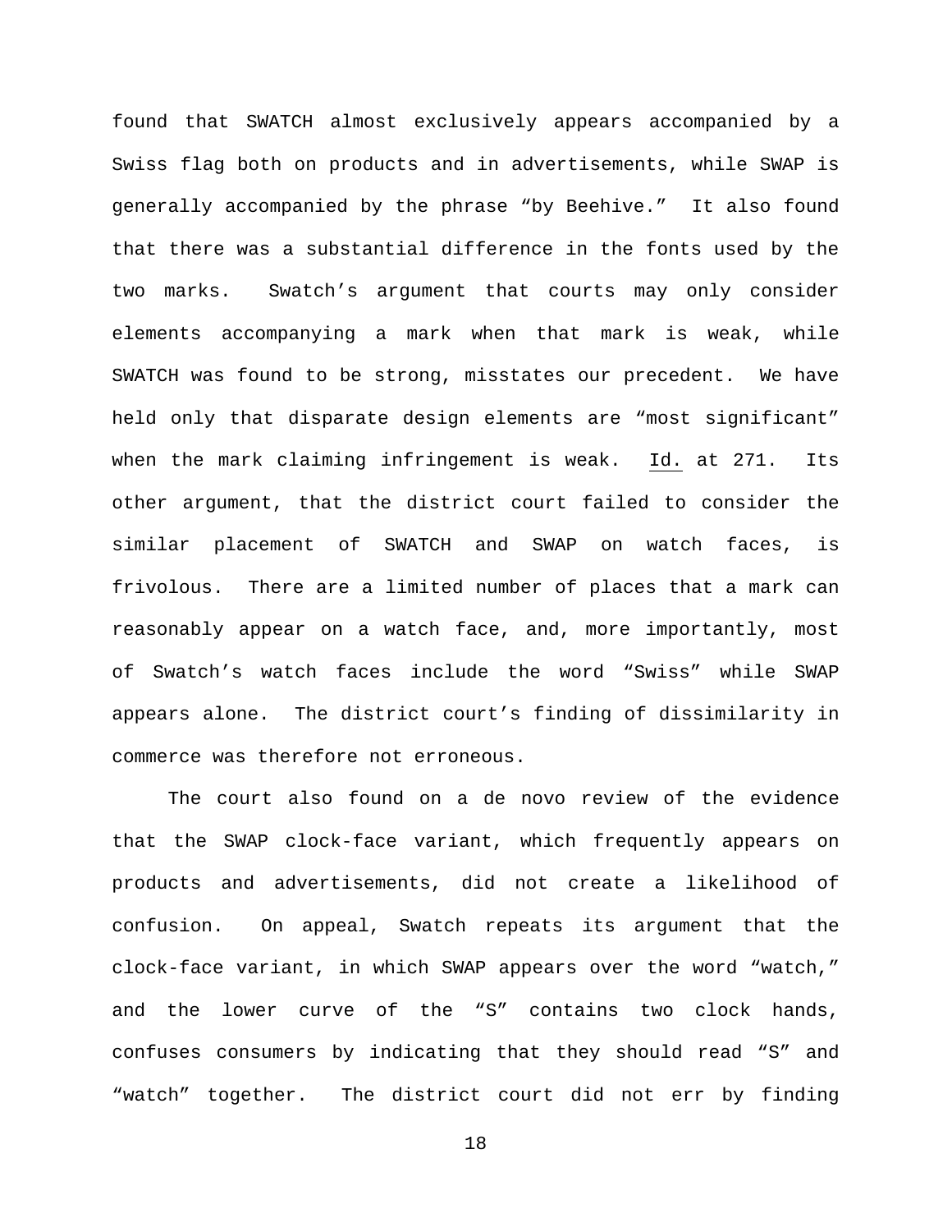found that SWATCH almost exclusively appears accompanied by a Swiss flag both on products and in advertisements, while SWAP is generally accompanied by the phrase "by Beehive." It also found that there was a substantial difference in the fonts used by the two marks. Swatch's argument that courts may only consider elements accompanying a mark when that mark is weak, while SWATCH was found to be strong, misstates our precedent. We have held only that disparate design elements are "most significant" when the mark claiming infringement is weak. Id. at 271. Its other argument, that the district court failed to consider the similar placement of SWATCH and SWAP on watch faces, is frivolous. There are a limited number of places that a mark can reasonably appear on a watch face, and, more importantly, most of Swatch's watch faces include the word "Swiss" while SWAP appears alone. The district court's finding of dissimilarity in commerce was therefore not erroneous.

The court also found on a de novo review of the evidence that the SWAP clock-face variant, which frequently appears on products and advertisements, did not create a likelihood of confusion. On appeal, Swatch repeats its argument that the clock-face variant, in which SWAP appears over the word "watch," and the lower curve of the "S" contains two clock hands, confuses consumers by indicating that they should read "S" and "watch" together. The district court did not err by finding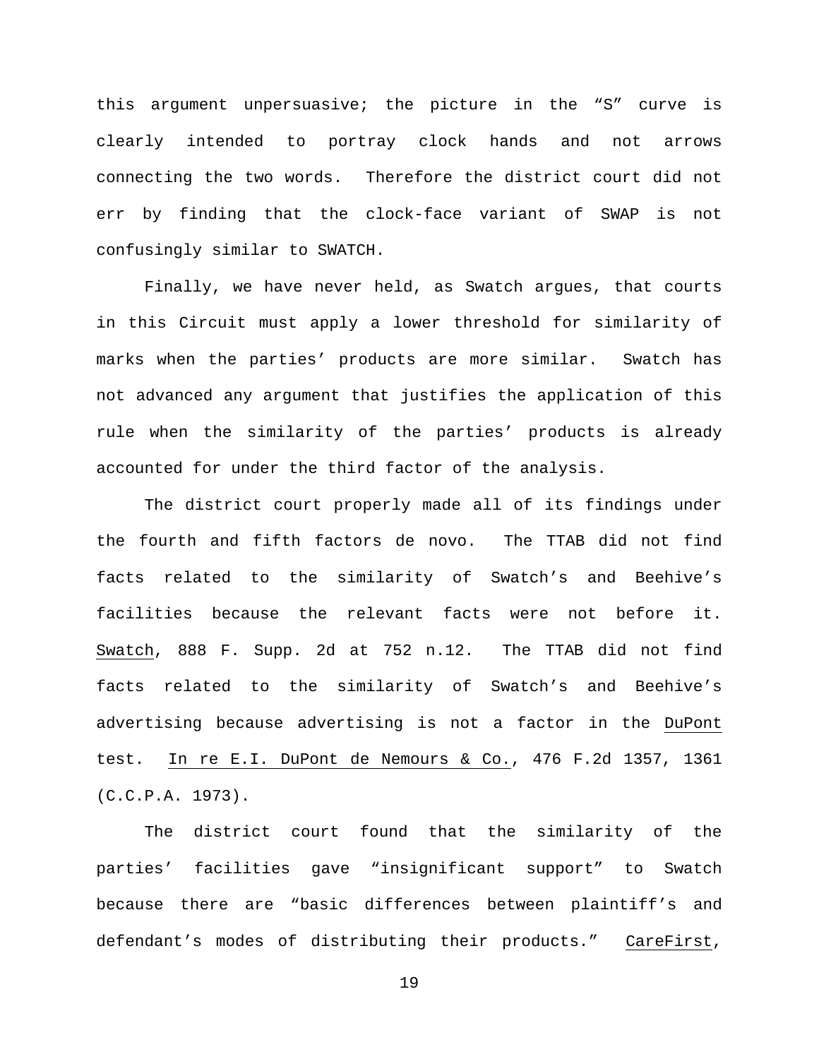this argument unpersuasive; the picture in the "S" curve is clearly intended to portray clock hands and not arrows connecting the two words. Therefore the district court did not err by finding that the clock-face variant of SWAP is not confusingly similar to SWATCH.

Finally, we have never held, as Swatch argues, that courts in this Circuit must apply a lower threshold for similarity of marks when the parties' products are more similar. Swatch has not advanced any argument that justifies the application of this rule when the similarity of the parties' products is already accounted for under the third factor of the analysis.

The district court properly made all of its findings under the fourth and fifth factors de novo. The TTAB did not find facts related to the similarity of Swatch's and Beehive's facilities because the relevant facts were not before it. Swatch, 888 F. Supp. 2d at 752 n.12. The TTAB did not find facts related to the similarity of Swatch's and Beehive's advertising because advertising is not a factor in the DuPont test. In re E.I. DuPont de Nemours & Co., 476 F.2d 1357, 1361 (C.C.P.A. 1973).

The district court found that the similarity of the parties' facilities gave "insignificant support" to Swatch because there are "basic differences between plaintiff's and defendant's modes of distributing their products." CareFirst,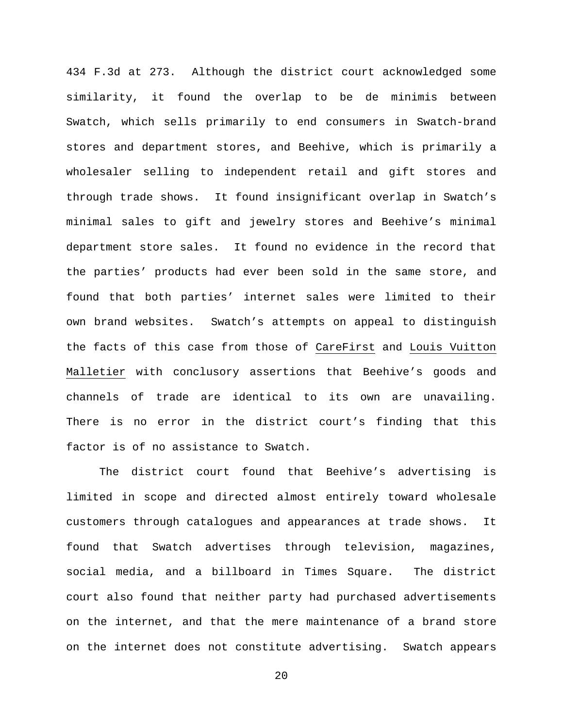434 F.3d at 273. Although the district court acknowledged some similarity, it found the overlap to be de minimis between Swatch, which sells primarily to end consumers in Swatch-brand stores and department stores, and Beehive, which is primarily a wholesaler selling to independent retail and gift stores and through trade shows. It found insignificant overlap in Swatch's minimal sales to gift and jewelry stores and Beehive's minimal department store sales. It found no evidence in the record that the parties' products had ever been sold in the same store, and found that both parties' internet sales were limited to their own brand websites. Swatch's attempts on appeal to distinguish the facts of this case from those of <u>CareFirst</u> and <u>Louis Vuitton Malletier</u> with conclusory assertions that Beehive's goods and channels of trade are identical to its own are unavailing. There is no error in the district court's finding that this factor is of no assistance to Swatch.

The district court found that Beehive's advertising is limited in scope and directed almost entirely toward wholesale customers through catalogues and appearances at trade shows. It found that Swatch advertises through television, magazines, social media, and a billboard in Times Square. The district court also found that neither party had purchased advertisements on the internet, and that the mere maintenance of a brand store on the internet does not constitute advertising. Swatch appears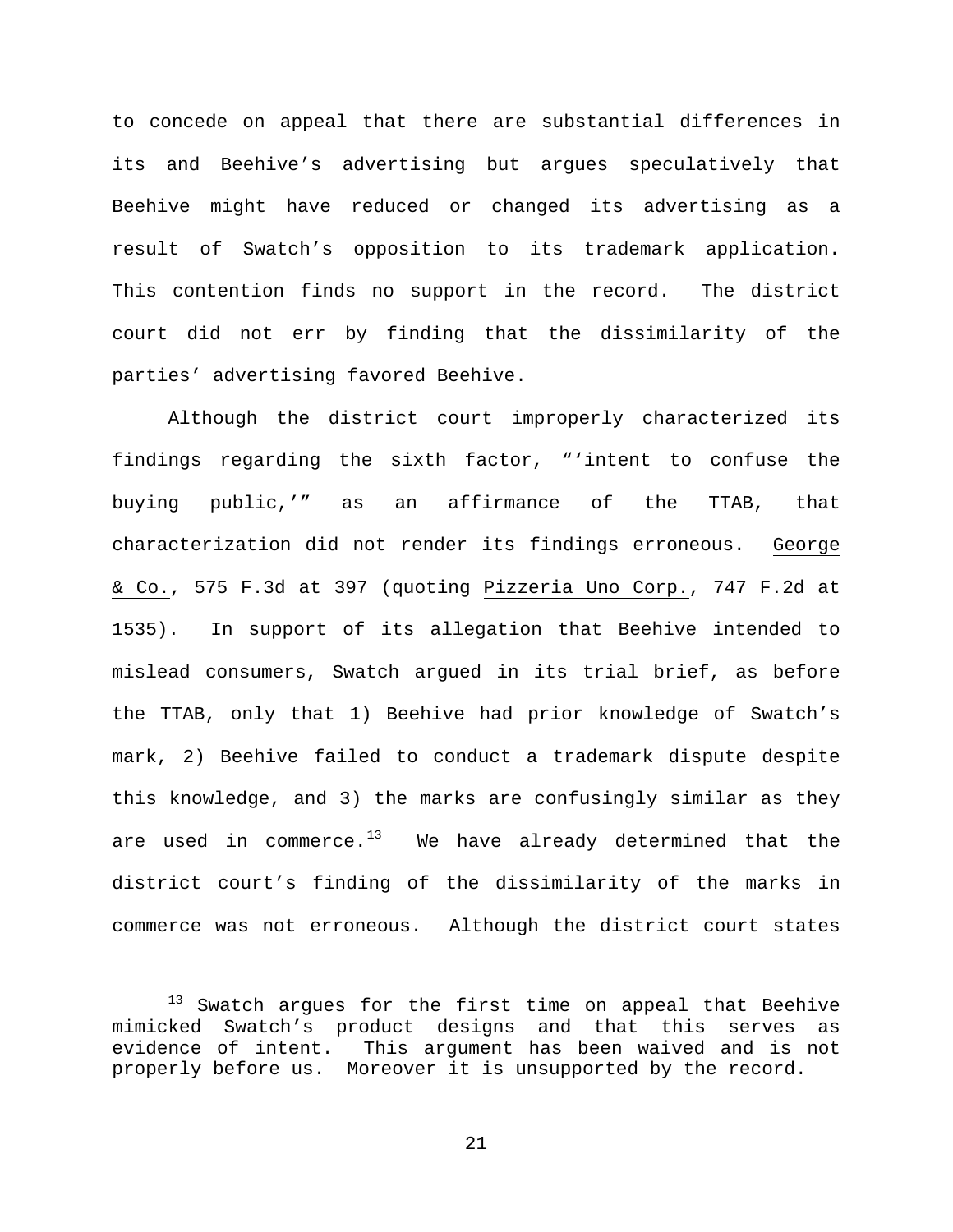to concede on appeal that there are substantial differences in its and Beehive's advertising but argues speculatively that Beehive might have reduced or changed its advertising as a result of Swatch's opposition to its trademark application. This contention finds no support in the record. The district court did not err by finding that the dissimilarity of the parties' advertising favored Beehive.

Although the district court improperly characterized its findings regarding the sixth factor, "'intent to confuse the buying public,'" as an affirmance of the TTAB, that characterization did not render its findings erroneous. George & Co., 575 F.3d at 397 (quoting Pizzeria Uno Corp., 747 F.2d at 1535). In support of its allegation that Beehive intended to mislead consumers, Swatch argued in its trial brief, as before the TTAB, only that 1) Beehive had prior knowledge of Swatch's mark, 2) Beehive failed to conduct a trademark dispute despite this knowledge, and 3) the marks are confusingly similar as they are used in commerce.[13] We have already determined that the district court's finding of the dissimilarity of the marks in commerce was not erroneous. Although the district court states

[13] Swatch argues for the first time on appeal that Beehive mimicked Swatch's product designs and that this serves as evidence of intent. This argument has been waived and is not properly before us. Moreover it is unsupported by the record.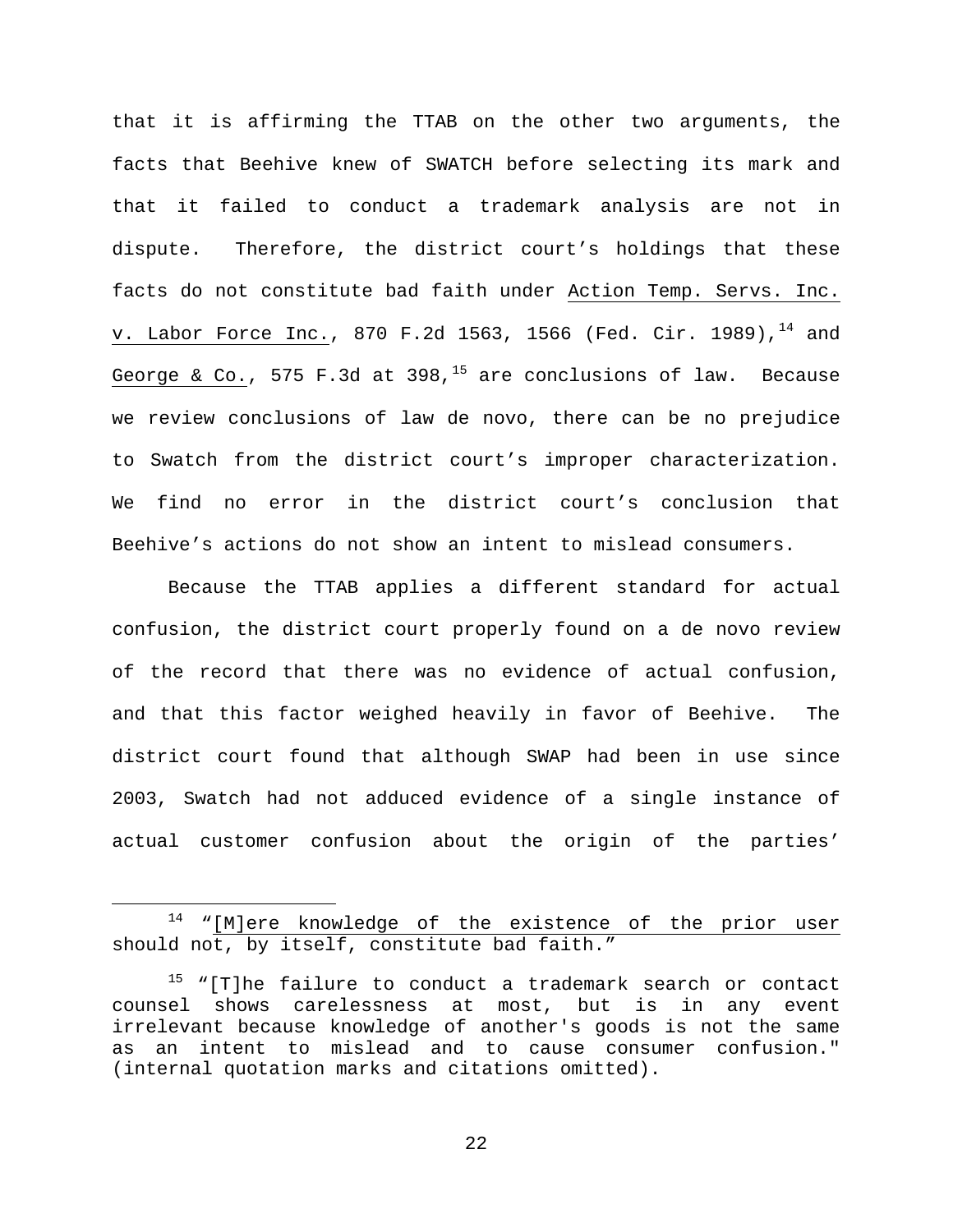that it is affirming the TTAB on the other two arguments, the facts that Beehive knew of SWATCH before selecting its mark and that it failed to conduct a trademark analysis are not in dispute. Therefore, the district court's holdings that these facts do not constitute bad faith under Action Temp. Servs. Inc. v. Labor Force Inc., 870 F.2d 1563, 1566 (Fed. Cir. 1989),[14] and George & Co., 575 F.3d at 398,[15] are conclusions of law. Because we review conclusions of law de novo, there can be no prejudice to Swatch from the district court's improper characterization. We find no error in the district court's conclusion that Beehive's actions do not show an intent to mislead consumers.

Because the TTAB applies a different standard for actual confusion, the district court properly found on a de novo review of the record that there was no evidence of actual confusion, and that this factor weighed heavily in favor of Beehive. The district court found that although SWAP had been in use since 2003, Swatch had not adduced evidence of a single instance of actual customer confusion about the origin of the parties'

---

[14] "[M]ere knowledge of the existence of the prior user should not, by itself, constitute bad faith."

[15] "[T]he failure to conduct a trademark search or contact counsel shows carelessness at most, but is in any event irrelevant because knowledge of another's goods is not the same as an intent to mislead and to cause consumer confusion." (internal quotation marks and citations omitted).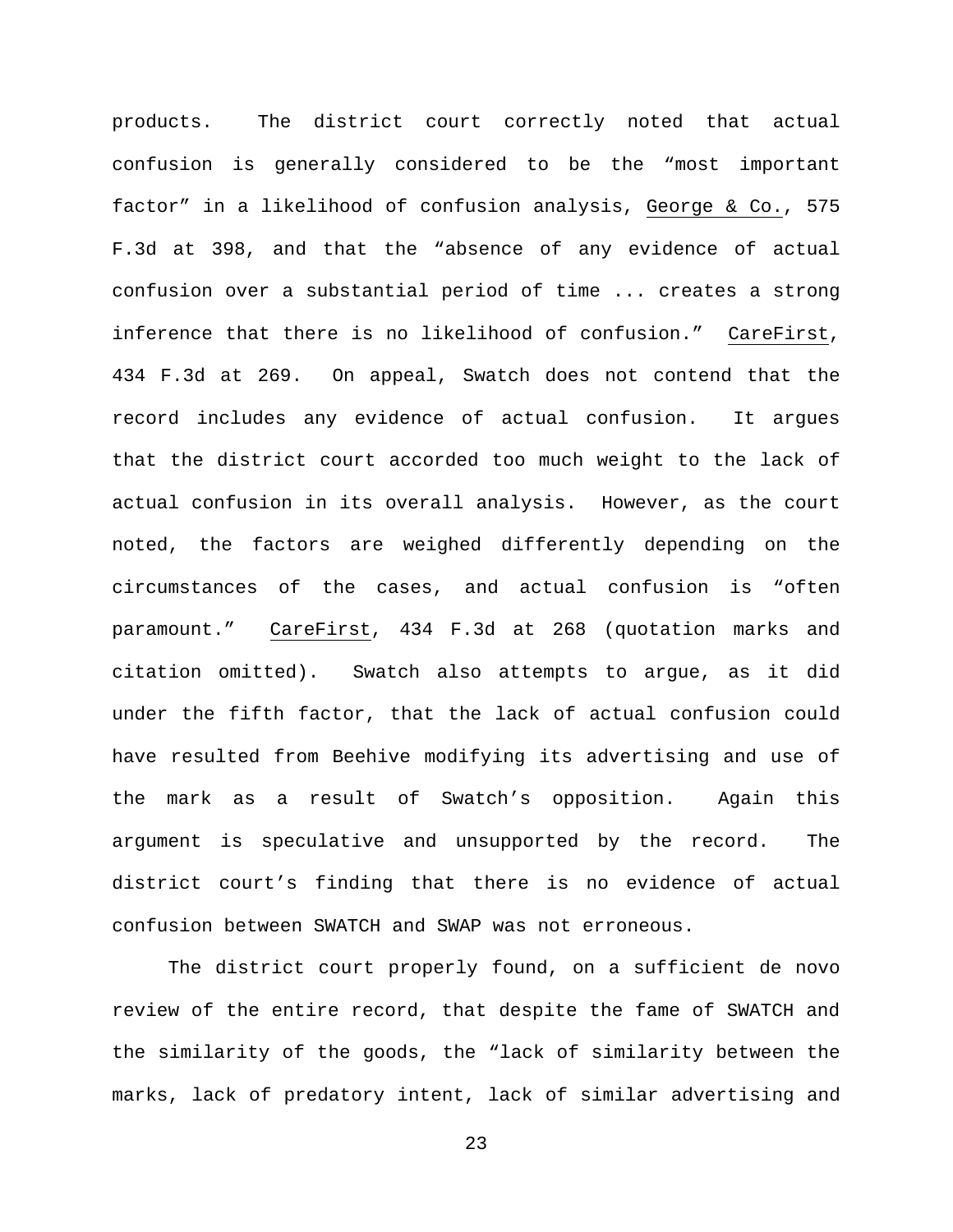products. The district court correctly noted that actual confusion is generally considered to be the "most important factor" in a likelihood of confusion analysis, George & Co., 575 F.3d at 398, and that the "absence of any evidence of actual confusion over a substantial period of time ... creates a strong inference that there is no likelihood of confusion." CareFirst, 434 F.3d at 269. On appeal, Swatch does not contend that the record includes any evidence of actual confusion. It argues that the district court accorded too much weight to the lack of actual confusion in its overall analysis. However, as the court noted, the factors are weighed differently depending on the circumstances of the cases, and actual confusion is "often paramount." CareFirst, 434 F.3d at 268 (quotation marks and citation omitted). Swatch also attempts to argue, as it did under the fifth factor, that the lack of actual confusion could have resulted from Beehive modifying its advertising and use of the mark as a result of Swatch's opposition. Again this argument is speculative and unsupported by the record. The district court's finding that there is no evidence of actual confusion between SWATCH and SWAP was not erroneous.

The district court properly found, on a sufficient de novo review of the entire record, that despite the fame of SWATCH and the similarity of the goods, the "lack of similarity between the marks, lack of predatory intent, lack of similar advertising and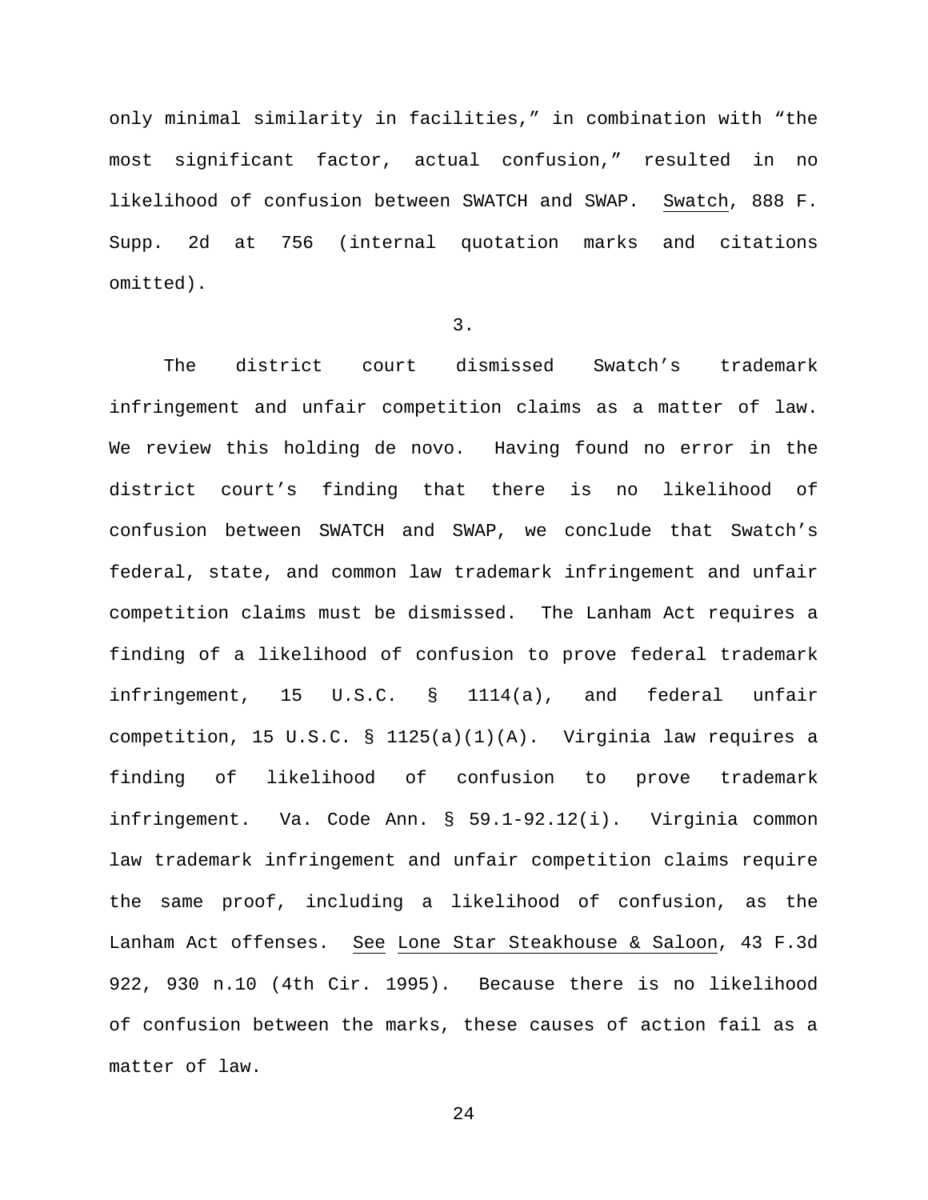only minimal similarity in facilities," in combination with "the most significant factor, actual confusion," resulted in no likelihood of confusion between SWATCH and SWAP. Swatch, 888 F. Supp. 2d at 756 (internal quotation marks and citations omitted).

3.

The district court dismissed Swatch's trademark infringement and unfair competition claims as a matter of law. We review this holding de novo. Having found no error in the district court's finding that there is no likelihood of confusion between SWATCH and SWAP, we conclude that Swatch's federal, state, and common law trademark infringement and unfair competition claims must be dismissed. The Lanham Act requires a finding of a likelihood of confusion to prove federal trademark infringement, 15 U.S.C. § 1114(a), and federal unfair competition, 15 U.S.C. § 1125(a)(1)(A). Virginia law requires a finding of likelihood of confusion to prove trademark infringement. Va. Code Ann. § 59.1-92.12(i). Virginia common law trademark infringement and unfair competition claims require the same proof, including a likelihood of confusion, as the Lanham Act offenses. See Lone Star Steakhouse & Saloon, 43 F.3d 922, 930 n.10 (4th Cir. 1995). Because there is no likelihood of confusion between the marks, these causes of action fail as a matter of law.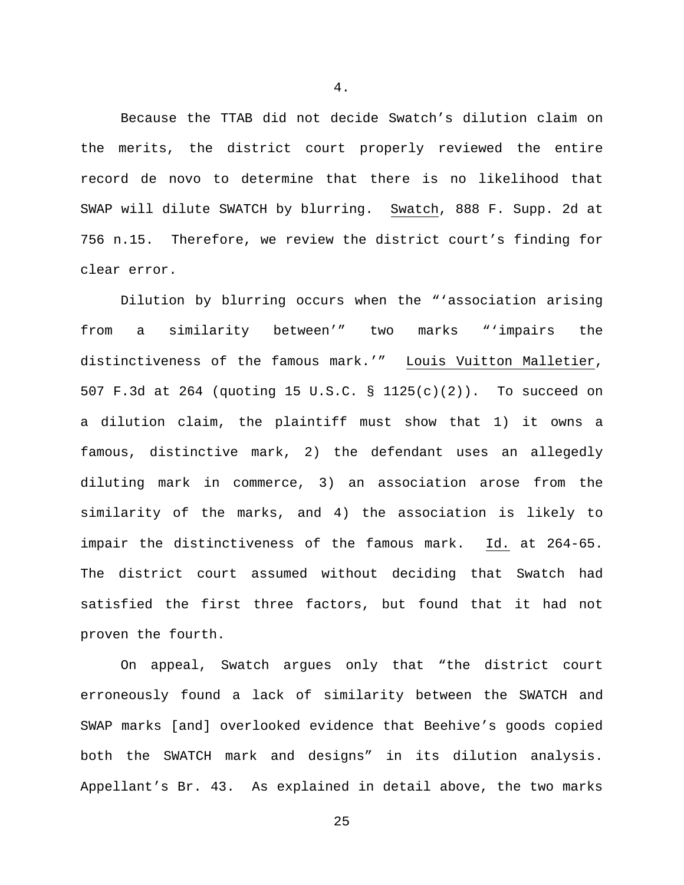4.

Because the TTAB did not decide Swatch's dilution claim on the merits, the district court properly reviewed the entire record de novo to determine that there is no likelihood that SWAP will dilute SWATCH by blurring. Swatch, 888 F. Supp. 2d at 756 n.15. Therefore, we review the district court's finding for clear error.

Dilution by blurring occurs when the "'association arising from a similarity between'" two marks "'impairs the distinctiveness of the famous mark.'" Louis Vuitton Malletier, 507 F.3d at 264 (quoting 15 U.S.C. § 1125(c)(2)). To succeed on a dilution claim, the plaintiff must show that 1) it owns a famous, distinctive mark, 2) the defendant uses an allegedly diluting mark in commerce, 3) an association arose from the similarity of the marks, and 4) the association is likely to impair the distinctiveness of the famous mark. Id. at 264-65. The district court assumed without deciding that Swatch had satisfied the first three factors, but found that it had not proven the fourth.

On appeal, Swatch argues only that "the district court erroneously found a lack of similarity between the SWATCH and SWAP marks [and] overlooked evidence that Beehive's goods copied both the SWATCH mark and designs" in its dilution analysis. Appellant's Br. 43. As explained in detail above, the two marks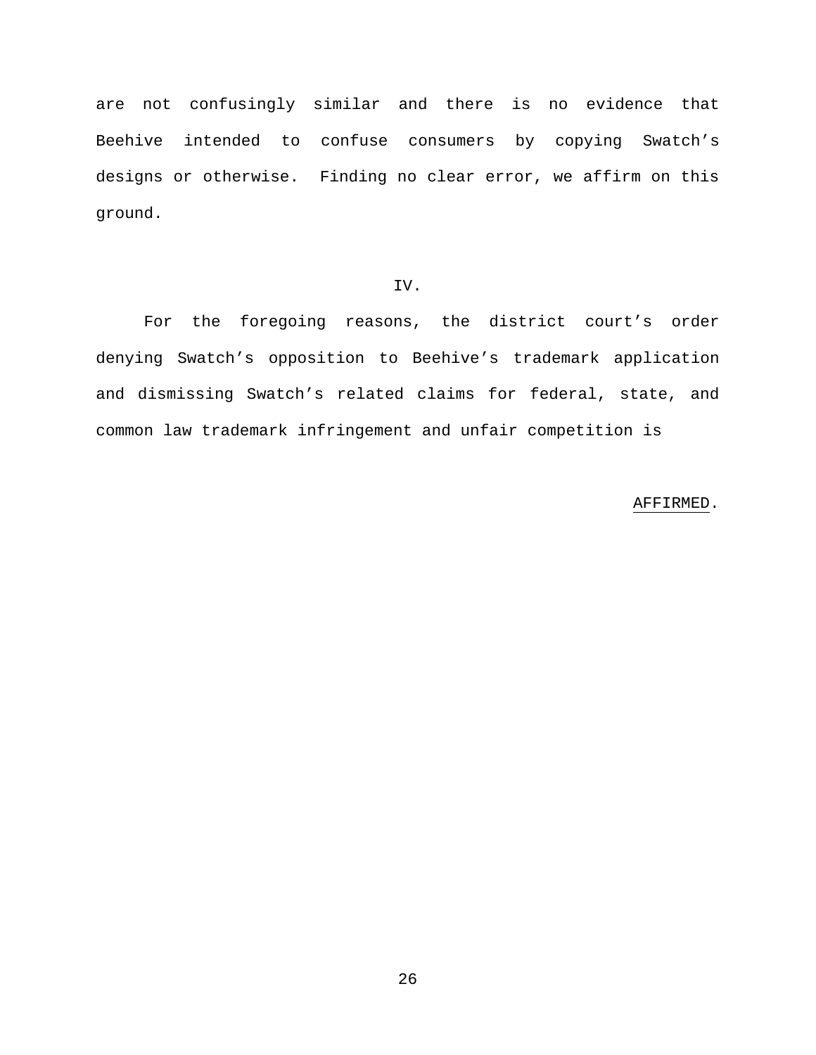are not confusingly similar and there is no evidence that Beehive intended to confuse consumers by copying Swatch's designs or otherwise. Finding no clear error, we affirm on this ground.

## IV.

For the foregoing reasons, the district court's order denying Swatch's opposition to Beehive's trademark application and dismissing Swatch's related claims for federal, state, and common law trademark infringement and unfair competition is

AFFIRMED.